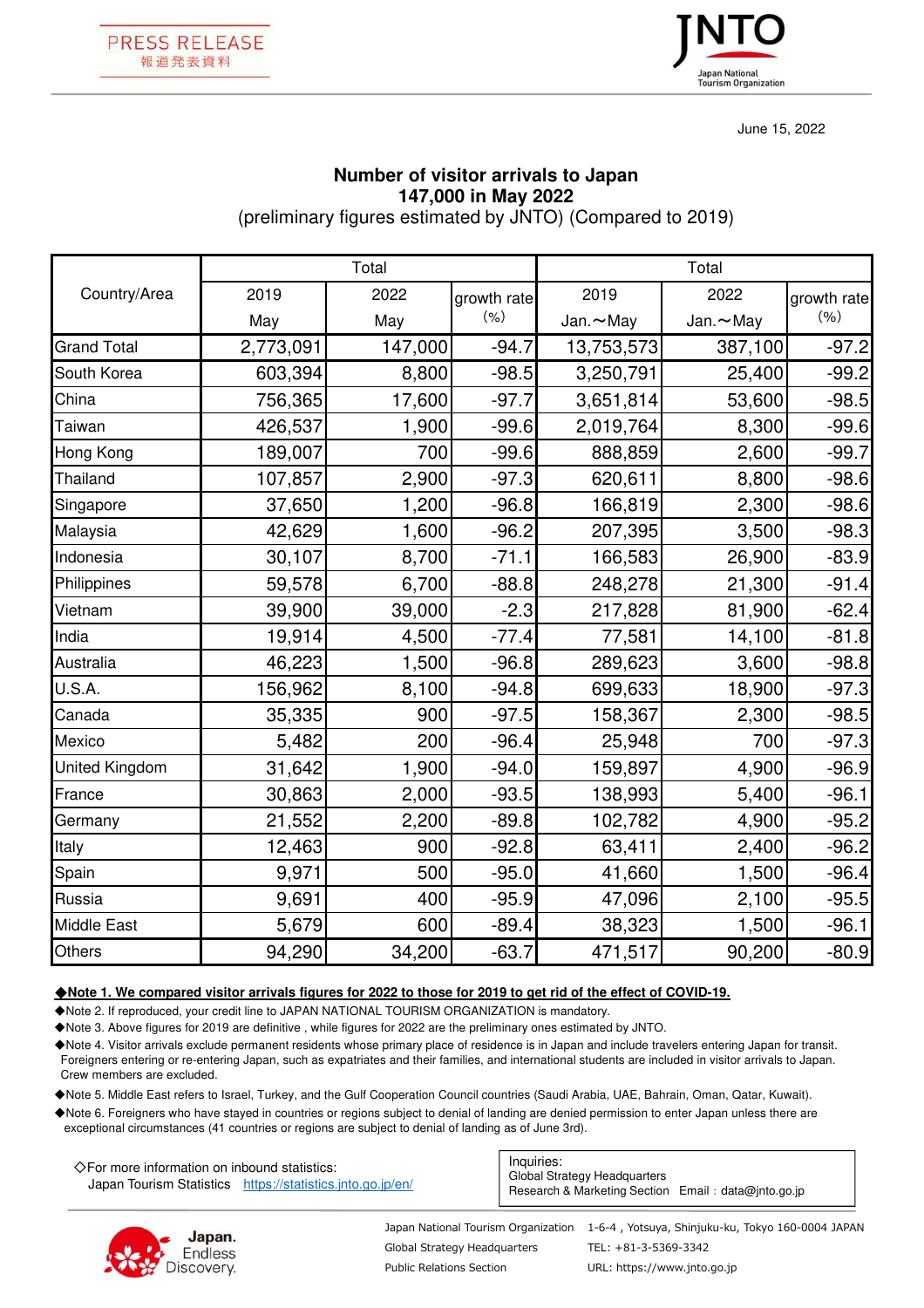PRESS RELEASE
報道発表資料

JNTO
Japan National Tourism Organization

June 15, 2022

# Number of visitor arrivals to Japan
## 147,000 in May 2022
(preliminary figures estimated by JNTO) (Compared to 2019)

| Country/Area | Total | | | Total | | |
|---|---|---|---|---|---|---|
| | 2019 May | 2022 May | growth rate (%) | 2019 Jan.～May | 2022 Jan.～May | growth rate (%) |
| Grand Total | 2,773,091 | 147,000 | -94.7 | 13,753,573 | 387,100 | -97.2 |
| South Korea | 603,394 | 8,800 | -98.5 | 3,250,791 | 25,400 | -99.2 |
| China | 756,365 | 17,600 | -97.7 | 3,651,814 | 53,600 | -98.5 |
| Taiwan | 426,537 | 1,900 | -99.6 | 2,019,764 | 8,300 | -99.6 |
| Hong Kong | 189,007 | 700 | -99.6 | 888,859 | 2,600 | -99.7 |
| Thailand | 107,857 | 2,900 | -97.3 | 620,611 | 8,800 | -98.6 |
| Singapore | 37,650 | 1,200 | -96.8 | 166,819 | 2,300 | -98.6 |
| Malaysia | 42,629 | 1,600 | -96.2 | 207,395 | 3,500 | -98.3 |
| Indonesia | 30,107 | 8,700 | -71.1 | 166,583 | 26,900 | -83.9 |
| Philippines | 59,578 | 6,700 | -88.8 | 248,278 | 21,300 | -91.4 |
| Vietnam | 39,900 | 39,000 | -2.3 | 217,828 | 81,900 | -62.4 |
| India | 19,914 | 4,500 | -77.4 | 77,581 | 14,100 | -81.8 |
| Australia | 46,223 | 1,500 | -96.8 | 289,623 | 3,600 | -98.8 |
| U.S.A. | 156,962 | 8,100 | -94.8 | 699,633 | 18,900 | -97.3 |
| Canada | 35,335 | 900 | -97.5 | 158,367 | 2,300 | -98.5 |
| Mexico | 5,482 | 200 | -96.4 | 25,948 | 700 | -97.3 |
| United Kingdom | 31,642 | 1,900 | -94.0 | 159,897 | 4,900 | -96.9 |
| France | 30,863 | 2,000 | -93.5 | 138,993 | 5,400 | -96.1 |
| Germany | 21,552 | 2,200 | -89.8 | 102,782 | 4,900 | -95.2 |
| Italy | 12,463 | 900 | -92.8 | 63,411 | 2,400 | -96.2 |
| Spain | 9,971 | 500 | -95.0 | 41,660 | 1,500 | -96.4 |
| Russia | 9,691 | 400 | -95.9 | 47,096 | 2,100 | -95.5 |
| Middle East | 5,679 | 600 | -89.4 | 38,323 | 1,500 | -96.1 |
| Others | 94,290 | 34,200 | -63.7 | 471,517 | 90,200 | -80.9 |

**◆Note 1. We compared visitor arrivals figures for 2022 to those for 2019 to get rid of the effect of COVID-19.**

◆Note 2. If reproduced, your credit line to JAPAN NATIONAL TOURISM ORGANIZATION is mandatory.

◆Note 3. Above figures for 2019 are definitive , while figures for 2022 are the preliminary ones estimated by JNTO.

◆Note 4. Visitor arrivals exclude permanent residents whose primary place of residence is in Japan and include travelers entering Japan for transit. Foreigners entering or re-entering Japan, such as expatriates and their families, and international students are included in visitor arrivals to Japan. Crew members are excluded.

◆Note 5. Middle East refers to Israel, Turkey, and the Gulf Cooperation Council countries (Saudi Arabia, UAE, Bahrain, Oman, Qatar, Kuwait).

◆Note 6. Foreigners who have stayed in countries or regions subject to denial of landing are denied permission to enter Japan unless there are exceptional circumstances (41 countries or regions are subject to denial of landing as of June 3rd).

◇For more information on inbound statistics:
Japan Tourism Statistics https://statistics.jnto.go.jp/en/

Inquiries:
Global Strategy Headquarters
Research & Marketing Section Email：data@jnto.go.jp

Japan. Endless Discovery.

Japan National Tourism Organization 1-6-4 , Yotsuya, Shinjuku-ku, Tokyo 160-0004 JAPAN
Global Strategy Headquarters TEL: +81-3-5369-3342
Public Relations Section URL: https://www.jnto.go.jp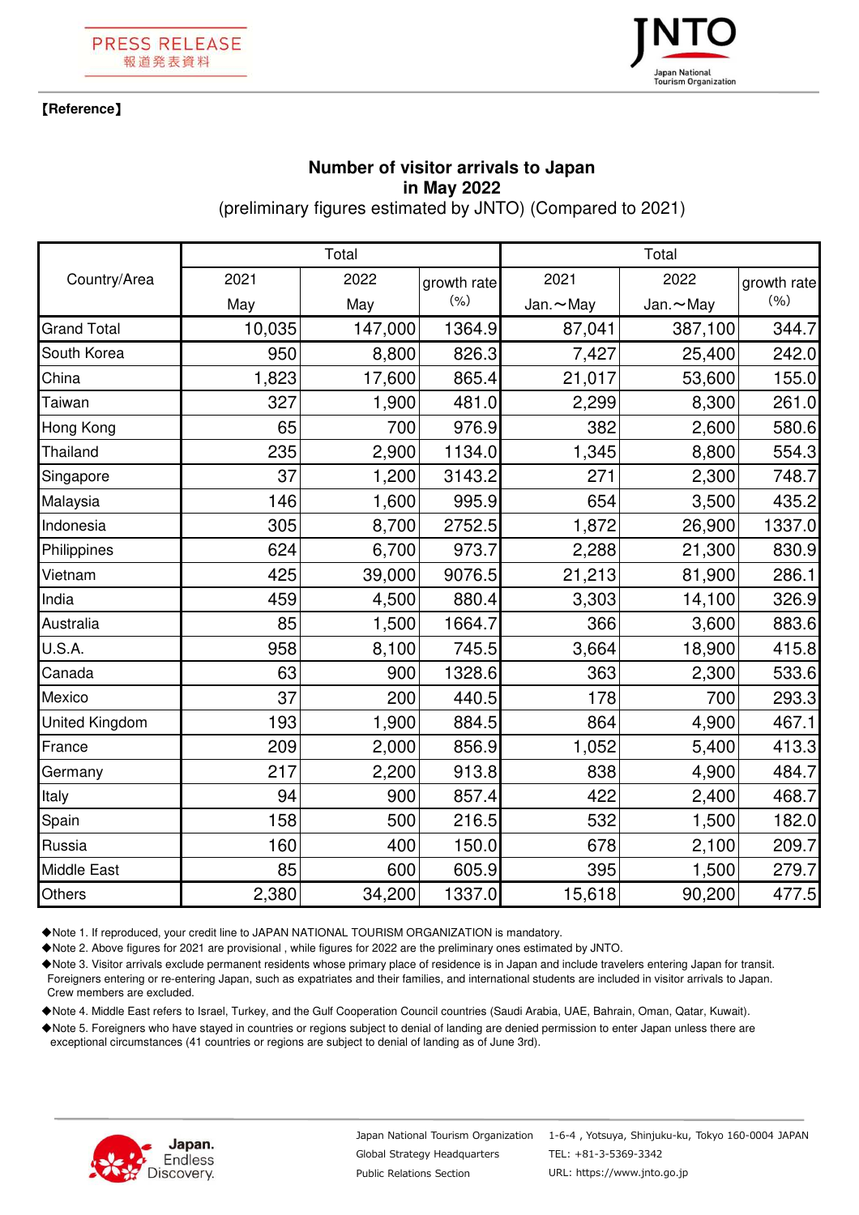PRESS RELEASE
報道発表資料

【Reference】

## Number of visitor arrivals to Japan in May 2022

(preliminary figures estimated by JNTO) (Compared to 2021)

| Country/Area | Total | | | Total | | |
|---|---|---|---|---|---|---|
| | 2021 May | 2022 May | growth rate (%) | 2021 Jan.～May | 2022 Jan.～May | growth rate (%) |
| Grand Total | 10,035 | 147,000 | 1364.9 | 87,041 | 387,100 | 344.7 |
| South Korea | 950 | 8,800 | 826.3 | 7,427 | 25,400 | 242.0 |
| China | 1,823 | 17,600 | 865.4 | 21,017 | 53,600 | 155.0 |
| Taiwan | 327 | 1,900 | 481.0 | 2,299 | 8,300 | 261.0 |
| Hong Kong | 65 | 700 | 976.9 | 382 | 2,600 | 580.6 |
| Thailand | 235 | 2,900 | 1134.0 | 1,345 | 8,800 | 554.3 |
| Singapore | 37 | 1,200 | 3143.2 | 271 | 2,300 | 748.7 |
| Malaysia | 146 | 1,600 | 995.9 | 654 | 3,500 | 435.2 |
| Indonesia | 305 | 8,700 | 2752.5 | 1,872 | 26,900 | 1337.0 |
| Philippines | 624 | 6,700 | 973.7 | 2,288 | 21,300 | 830.9 |
| Vietnam | 425 | 39,000 | 9076.5 | 21,213 | 81,900 | 286.1 |
| India | 459 | 4,500 | 880.4 | 3,303 | 14,100 | 326.9 |
| Australia | 85 | 1,500 | 1664.7 | 366 | 3,600 | 883.6 |
| U.S.A. | 958 | 8,100 | 745.5 | 3,664 | 18,900 | 415.8 |
| Canada | 63 | 900 | 1328.6 | 363 | 2,300 | 533.6 |
| Mexico | 37 | 200 | 440.5 | 178 | 700 | 293.3 |
| United Kingdom | 193 | 1,900 | 884.5 | 864 | 4,900 | 467.1 |
| France | 209 | 2,000 | 856.9 | 1,052 | 5,400 | 413.3 |
| Germany | 217 | 2,200 | 913.8 | 838 | 4,900 | 484.7 |
| Italy | 94 | 900 | 857.4 | 422 | 2,400 | 468.7 |
| Spain | 158 | 500 | 216.5 | 532 | 1,500 | 182.0 |
| Russia | 160 | 400 | 150.0 | 678 | 2,100 | 209.7 |
| Middle East | 85 | 600 | 605.9 | 395 | 1,500 | 279.7 |
| Others | 2,380 | 34,200 | 1337.0 | 15,618 | 90,200 | 477.5 |

◆Note 1. If reproduced, your credit line to JAPAN NATIONAL TOURISM ORGANIZATION is mandatory.

◆Note 2. Above figures for 2021 are provisional , while figures for 2022 are the preliminary ones estimated by JNTO.

◆Note 3. Visitor arrivals exclude permanent residents whose primary place of residence is in Japan and include travelers entering Japan for transit. Foreigners entering or re-entering Japan, such as expatriates and their families, and international students are included in visitor arrivals to Japan. Crew members are excluded.

◆Note 4. Middle East refers to Israel, Turkey, and the Gulf Cooperation Council countries (Saudi Arabia, UAE, Bahrain, Oman, Qatar, Kuwait).

◆Note 5. Foreigners who have stayed in countries or regions subject to denial of landing are denied permission to enter Japan unless there are exceptional circumstances (41 countries or regions are subject to denial of landing as of June 3rd).

Japan. Endless Discovery.

Japan National Tourism Organization
Global Strategy Headquarters
Public Relations Section

1-6-4 , Yotsuya, Shinjuku-ku, Tokyo 160-0004 JAPAN
TEL: +81-3-5369-3342
URL: https://www.jnto.go.jp